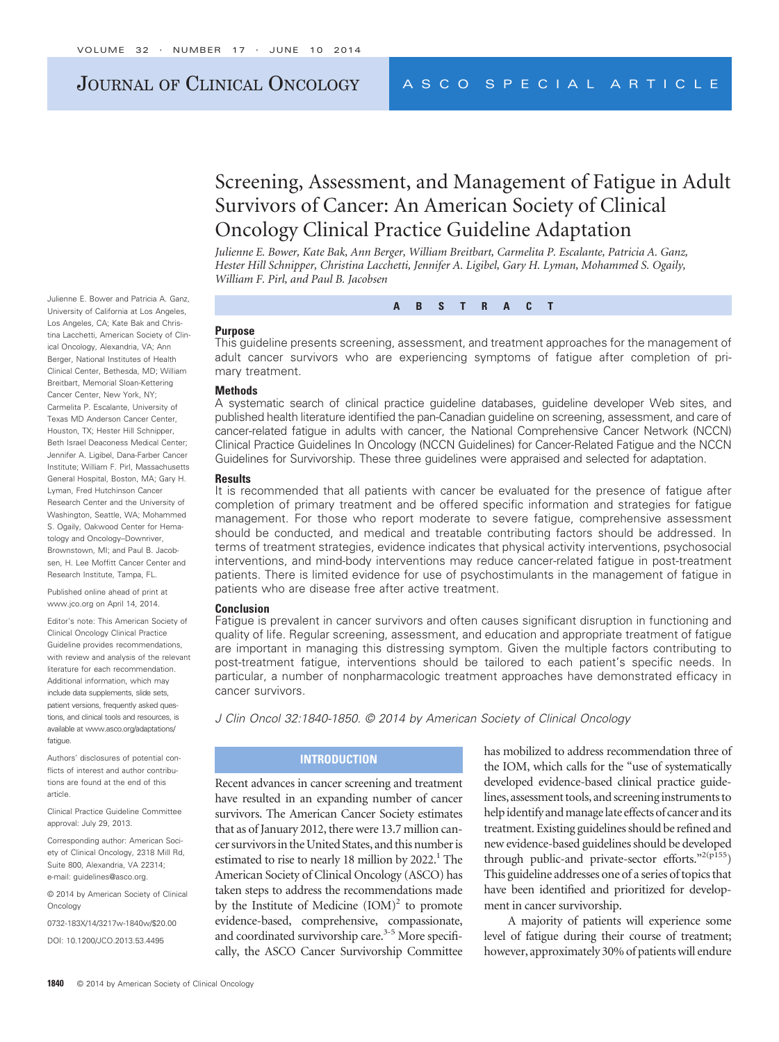# Screening, Assessment, and Management of Fatigue in Adult Survivors of Cancer: An American Society of Clinical Oncology Clinical Practice Guideline Adaptation

*Julienne E. Bower, Kate Bak, Ann Berger, William Breitbart, Carmelita P. Escalante, Patricia A. Ganz, Hester Hill Schnipper, Christina Lacchetti, Jennifer A. Ligibel, Gary H. Lyman, Mohammed S. Ogaily, William F. Pirl, and Paul B. Jacobsen*

Julienne E. Bower and Patricia A. Ganz, University of California at Los Angeles, Los Angeles, CA; Kate Bak and Christina Lacchetti, American Society of Clinical Oncology, Alexandria, VA; Ann Berger, National Institutes of Health Clinical Center, Bethesda, MD; William Breitbart, Memorial Sloan-Kettering Cancer Center, New York, NY; Carmelita P. Escalante, University of Texas MD Anderson Cancer Center, Houston, TX; Hester Hill Schnipper, Beth Israel Deaconess Medical Center; Jennifer A. Ligibel, Dana-Farber Cancer Institute; William F. Pirl, Massachusetts General Hospital, Boston, MA; Gary H. Lyman, Fred Hutchinson Cancer Research Center and the University of Washington, Seattle, WA; Mohammed S. Ogaily, Oakwood Center for Hematology and Oncology–Downriver, Brownstown, MI; and Paul B. Jacobsen, H. Lee Moffitt Cancer Center and Research Institute, Tampa, FL.

Published online ahead of print at www.jco.org on April 14, 2014.

Editor's note: This American Society of Clinical Oncology Clinical Practice Guideline provides recommendations, with review and analysis of the relevant literature for each recommendation. Additional information, which may include data supplements, slide sets, patient versions, frequently asked questions, and clinical tools and resources, is available at www.asco.org/adaptations/fatigue.

Authors' disclosures of potential conflicts of interest and author contributions are found at the end of this article.

Clinical Practice Guideline Committee approval: July 29, 2013.

Corresponding author: American Society of Clinical Oncology, 2318 Mill Rd, Suite 800, Alexandria, VA 22314; e-mail: guidelines@asco.org.

© 2014 by American Society of Clinical Oncology

0732-183X/14/3217w-1840w/$20.00

DOI: 10.1200/JCO.2013.53.4495

## ABSTRACT

### Purpose

This guideline presents screening, assessment, and treatment approaches for the management of adult cancer survivors who are experiencing symptoms of fatigue after completion of primary treatment.

### Methods

A systematic search of clinical practice guideline databases, guideline developer Web sites, and published health literature identified the pan-Canadian guideline on screening, assessment, and care of cancer-related fatigue in adults with cancer, the National Comprehensive Cancer Network (NCCN) Clinical Practice Guidelines In Oncology (NCCN Guidelines) for Cancer-Related Fatigue and the NCCN Guidelines for Survivorship. These three guidelines were appraised and selected for adaptation.

### Results

It is recommended that all patients with cancer be evaluated for the presence of fatigue after completion of primary treatment and be offered specific information and strategies for fatigue management. For those who report moderate to severe fatigue, comprehensive assessment should be conducted, and medical and treatable contributing factors should be addressed. In terms of treatment strategies, evidence indicates that physical activity interventions, psychosocial interventions, and mind-body interventions may reduce cancer-related fatigue in post-treatment patients. There is limited evidence for use of psychostimulants in the management of fatigue in patients who are disease free after active treatment.

### Conclusion

Fatigue is prevalent in cancer survivors and often causes significant disruption in functioning and quality of life. Regular screening, assessment, and education and appropriate treatment of fatigue are important in managing this distressing symptom. Given the multiple factors contributing to post-treatment fatigue, interventions should be tailored to each patient's specific needs. In particular, a number of nonpharmacologic treatment approaches have demonstrated efficacy in cancer survivors.

*J Clin Oncol 32:1840-1850. © 2014 by American Society of Clinical Oncology*

## INTRODUCTION

Recent advances in cancer screening and treatment have resulted in an expanding number of cancer survivors. The American Cancer Society estimates that as of January 2012, there were 13.7 million cancer survivors in the United States, and this number is estimated to rise to nearly 18 million by 2022.[1] The American Society of Clinical Oncology (ASCO) has taken steps to address the recommendations made by the Institute of Medicine (IOM)[2] to promote evidence-based, comprehensive, compassionate, and coordinated survivorship care.[3-5] More specifically, the ASCO Cancer Survivorship Committee has mobilized to address recommendation three of the IOM, which calls for the "use of systematically developed evidence-based clinical practice guidelines, assessment tools, and screening instruments to help identify and manage late effects of cancer and its treatment. Existing guidelines should be refined and new evidence-based guidelines should be developed through public-and private-sector efforts."[2(p155)] This guideline addresses one of a series of topics that have been identified and prioritized for development in cancer survivorship.

A majority of patients will experience some level of fatigue during their course of treatment; however, approximately 30% of patients will endure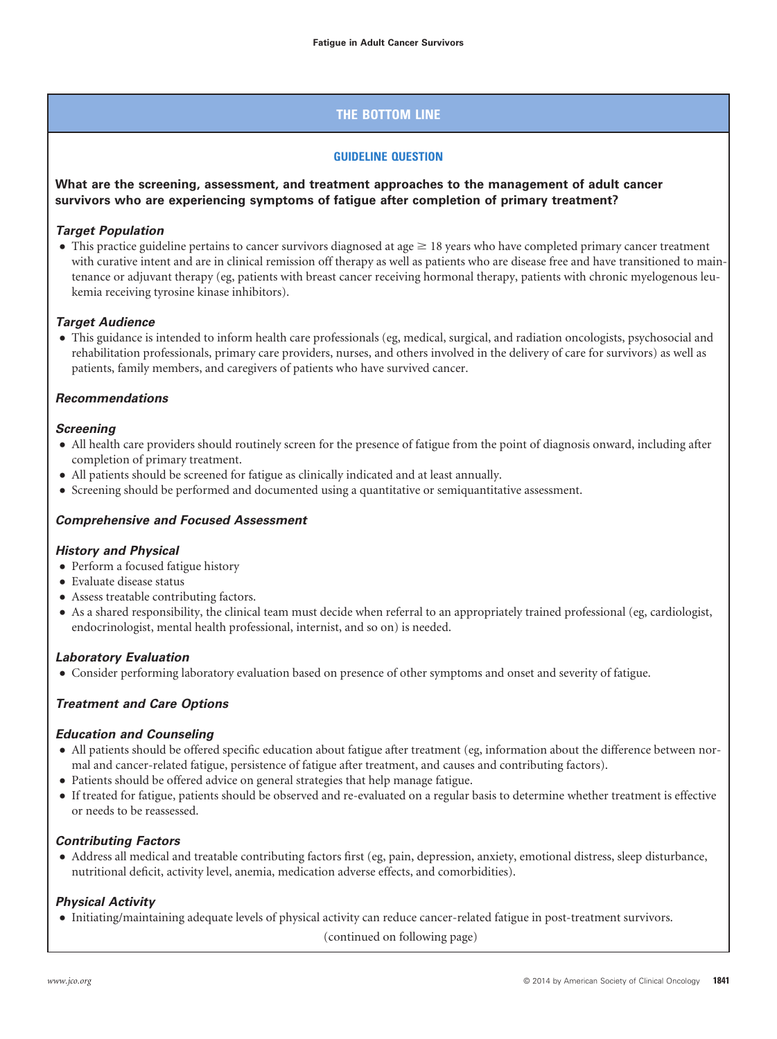## THE BOTTOM LINE

### GUIDELINE QUESTION

**What are the screening, assessment, and treatment approaches to the management of adult cancer survivors who are experiencing symptoms of fatigue after completion of primary treatment?**

#### *Target Population*

- This practice guideline pertains to cancer survivors diagnosed at age ≥ 18 years who have completed primary cancer treatment with curative intent and are in clinical remission off therapy as well as patients who are disease free and have transitioned to maintenance or adjuvant therapy (eg, patients with breast cancer receiving hormonal therapy, patients with chronic myelogenous leukemia receiving tyrosine kinase inhibitors).

#### *Target Audience*

- This guidance is intended to inform health care professionals (eg, medical, surgical, and radiation oncologists, psychosocial and rehabilitation professionals, primary care providers, nurses, and others involved in the delivery of care for survivors) as well as patients, family members, and caregivers of patients who have survived cancer.

#### *Recommendations*

#### *Screening*

- All health care providers should routinely screen for the presence of fatigue from the point of diagnosis onward, including after completion of primary treatment.
- All patients should be screened for fatigue as clinically indicated and at least annually.
- Screening should be performed and documented using a quantitative or semiquantitative assessment.

#### *Comprehensive and Focused Assessment*

#### *History and Physical*

- Perform a focused fatigue history
- Evaluate disease status
- Assess treatable contributing factors.
- As a shared responsibility, the clinical team must decide when referral to an appropriately trained professional (eg, cardiologist, endocrinologist, mental health professional, internist, and so on) is needed.

#### *Laboratory Evaluation*

- Consider performing laboratory evaluation based on presence of other symptoms and onset and severity of fatigue.

#### *Treatment and Care Options*

#### *Education and Counseling*

- All patients should be offered specific education about fatigue after treatment (eg, information about the difference between normal and cancer-related fatigue, persistence of fatigue after treatment, and causes and contributing factors).
- Patients should be offered advice on general strategies that help manage fatigue.
- If treated for fatigue, patients should be observed and re-evaluated on a regular basis to determine whether treatment is effective or needs to be reassessed.

#### *Contributing Factors*

- Address all medical and treatable contributing factors first (eg, pain, depression, anxiety, emotional distress, sleep disturbance, nutritional deficit, activity level, anemia, medication adverse effects, and comorbidities).

#### *Physical Activity*

- Initiating/maintaining adequate levels of physical activity can reduce cancer-related fatigue in post-treatment survivors.

(continued on following page)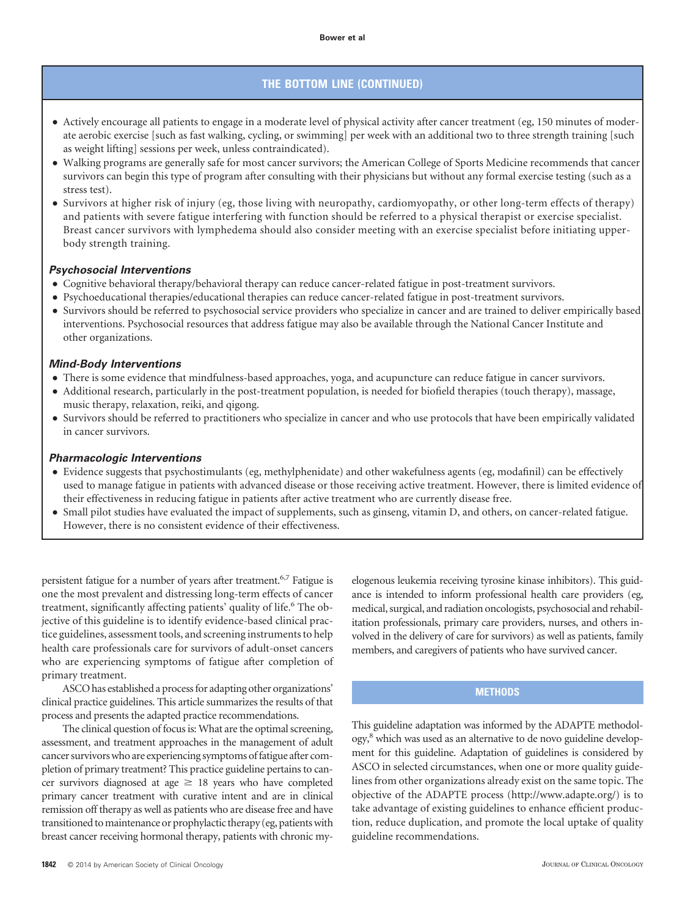## THE BOTTOM LINE (CONTINUED)

- Actively encourage all patients to engage in a moderate level of physical activity after cancer treatment (eg, 150 minutes of moderate aerobic exercise [such as fast walking, cycling, or swimming] per week with an additional two to three strength training [such as weight lifting] sessions per week, unless contraindicated).
- Walking programs are generally safe for most cancer survivors; the American College of Sports Medicine recommends that cancer survivors can begin this type of program after consulting with their physicians but without any formal exercise testing (such as a stress test).
- Survivors at higher risk of injury (eg, those living with neuropathy, cardiomyopathy, or other long-term effects of therapy) and patients with severe fatigue interfering with function should be referred to a physical therapist or exercise specialist. Breast cancer survivors with lymphedema should also consider meeting with an exercise specialist before initiating upper-body strength training.

### *Psychosocial Interventions*

- Cognitive behavioral therapy/behavioral therapy can reduce cancer-related fatigue in post-treatment survivors.
- Psychoeducational therapies/educational therapies can reduce cancer-related fatigue in post-treatment survivors.
- Survivors should be referred to psychosocial service providers who specialize in cancer and are trained to deliver empirically based interventions. Psychosocial resources that address fatigue may also be available through the National Cancer Institute and other organizations.

### *Mind-Body Interventions*

- There is some evidence that mindfulness-based approaches, yoga, and acupuncture can reduce fatigue in cancer survivors.
- Additional research, particularly in the post-treatment population, is needed for biofield therapies (touch therapy), massage, music therapy, relaxation, reiki, and qigong.
- Survivors should be referred to practitioners who specialize in cancer and who use protocols that have been empirically validated in cancer survivors.

### *Pharmacologic Interventions*

- Evidence suggests that psychostimulants (eg, methylphenidate) and other wakefulness agents (eg, modafinil) can be effectively used to manage fatigue in patients with advanced disease or those receiving active treatment. However, there is limited evidence of their effectiveness in reducing fatigue in patients after active treatment who are currently disease free.
- Small pilot studies have evaluated the impact of supplements, such as ginseng, vitamin D, and others, on cancer-related fatigue. However, there is no consistent evidence of their effectiveness.

persistent fatigue for a number of years after treatment.[6,7] Fatigue is one the most prevalent and distressing long-term effects of cancer treatment, significantly affecting patients' quality of life.[6] The objective of this guideline is to identify evidence-based clinical practice guidelines, assessment tools, and screening instruments to help health care professionals care for survivors of adult-onset cancers who are experiencing symptoms of fatigue after completion of primary treatment.

ASCO has established a process for adapting other organizations' clinical practice guidelines. This article summarizes the results of that process and presents the adapted practice recommendations.

The clinical question of focus is: What are the optimal screening, assessment, and treatment approaches in the management of adult cancer survivors who are experiencing symptoms of fatigue after completion of primary treatment? This practice guideline pertains to cancer survivors diagnosed at age $\geq$ 18 years who have completed primary cancer treatment with curative intent and are in clinical remission off therapy as well as patients who are disease free and have transitioned to maintenance or prophylactic therapy (eg, patients with breast cancer receiving hormonal therapy, patients with chronic myelogenous leukemia receiving tyrosine kinase inhibitors). This guidance is intended to inform professional health care providers (eg, medical, surgical, and radiation oncologists, psychosocial and rehabilitation professionals, primary care providers, nurses, and others involved in the delivery of care for survivors) as well as patients, family members, and caregivers of patients who have survived cancer.

## METHODS

This guideline adaptation was informed by the ADAPTE methodology,[8] which was used as an alternative to de novo guideline development for this guideline. Adaptation of guidelines is considered by ASCO in selected circumstances, when one or more quality guidelines from other organizations already exist on the same topic. The objective of the ADAPTE process (http://www.adapte.org/) is to take advantage of existing guidelines to enhance efficient production, reduce duplication, and promote the local uptake of quality guideline recommendations.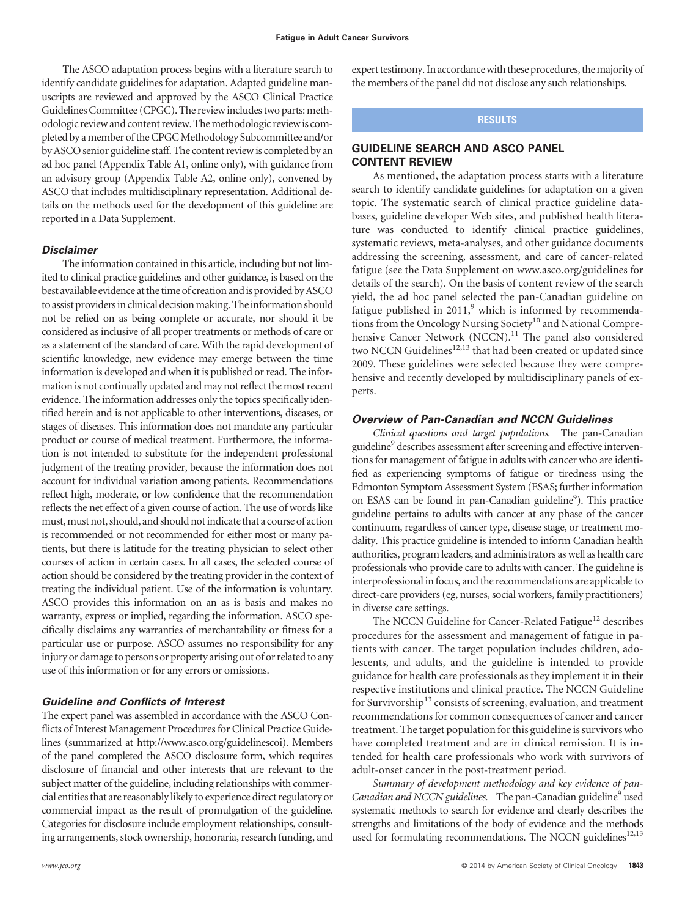The ASCO adaptation process begins with a literature search to identify candidate guidelines for adaptation. Adapted guideline manuscripts are reviewed and approved by the ASCO Clinical Practice Guidelines Committee (CPGC). The review includes two parts: methodologic review and content review. The methodologic review is completed by a member of the CPGC Methodology Subcommittee and/or by ASCO senior guideline staff. The content review is completed by an ad hoc panel (Appendix Table A1, online only), with guidance from an advisory group (Appendix Table A2, online only), convened by ASCO that includes multidisciplinary representation. Additional details on the methods used for the development of this guideline are reported in a Data Supplement.

### Disclaimer

The information contained in this article, including but not limited to clinical practice guidelines and other guidance, is based on the best available evidence at the time of creation and is provided by ASCO to assist providers in clinical decision making. The information should not be relied on as being complete or accurate, nor should it be considered as inclusive of all proper treatments or methods of care or as a statement of the standard of care. With the rapid development of scientific knowledge, new evidence may emerge between the time information is developed and when it is published or read. The information is not continually updated and may not reflect the most recent evidence. The information addresses only the topics specifically identified herein and is not applicable to other interventions, diseases, or stages of diseases. This information does not mandate any particular product or course of medical treatment. Furthermore, the information is not intended to substitute for the independent professional judgment of the treating provider, because the information does not account for individual variation among patients. Recommendations reflect high, moderate, or low confidence that the recommendation reflects the net effect of a given course of action. The use of words like must, must not, should, and should not indicate that a course of action is recommended or not recommended for either most or many patients, but there is latitude for the treating physician to select other courses of action in certain cases. In all cases, the selected course of action should be considered by the treating provider in the context of treating the individual patient. Use of the information is voluntary. ASCO provides this information on an as is basis and makes no warranty, express or implied, regarding the information. ASCO specifically disclaims any warranties of merchantability or fitness for a particular use or purpose. ASCO assumes no responsibility for any injury or damage to persons or property arising out of or related to any use of this information or for any errors or omissions.

### Guideline and Conflicts of Interest

The expert panel was assembled in accordance with the ASCO Conflicts of Interest Management Procedures for Clinical Practice Guidelines (summarized at http://www.asco.org/guidelinescoi). Members of the panel completed the ASCO disclosure form, which requires disclosure of financial and other interests that are relevant to the subject matter of the guideline, including relationships with commercial entities that are reasonably likely to experience direct regulatory or commercial impact as the result of promulgation of the guideline. Categories for disclosure include employment relationships, consulting arrangements, stock ownership, honoraria, research funding, and expert testimony. In accordance with these procedures, the majority of the members of the panel did not disclose any such relationships.

## RESULTS

## GUIDELINE SEARCH AND ASCO PANEL CONTENT REVIEW

As mentioned, the adaptation process starts with a literature search to identify candidate guidelines for adaptation on a given topic. The systematic search of clinical practice guideline databases, guideline developer Web sites, and published health literature was conducted to identify clinical practice guidelines, systematic reviews, meta-analyses, and other guidance documents addressing the screening, assessment, and care of cancer-related fatigue (see the Data Supplement on www.asco.org/guidelines for details of the search). On the basis of content review of the search yield, the ad hoc panel selected the pan-Canadian guideline on fatigue published in 2011,[9] which is informed by recommendations from the Oncology Nursing Society[10] and National Comprehensive Cancer Network (NCCN).[11] The panel also considered two NCCN Guidelines[12,13] that had been created or updated since 2009. These guidelines were selected because they were comprehensive and recently developed by multidisciplinary panels of experts.

### Overview of Pan-Canadian and NCCN Guidelines

*Clinical questions and target populations.* The pan-Canadian guideline[9] describes assessment after screening and effective interventions for management of fatigue in adults with cancer who are identified as experiencing symptoms of fatigue or tiredness using the Edmonton Symptom Assessment System (ESAS; further information on ESAS can be found in pan-Canadian guideline[9]). This practice guideline pertains to adults with cancer at any phase of the cancer continuum, regardless of cancer type, disease stage, or treatment modality. This practice guideline is intended to inform Canadian health authorities, program leaders, and administrators as well as health care professionals who provide care to adults with cancer. The guideline is interprofessional in focus, and the recommendations are applicable to direct-care providers (eg, nurses, social workers, family practitioners) in diverse care settings.

The NCCN Guideline for Cancer-Related Fatigue[12] describes procedures for the assessment and management of fatigue in patients with cancer. The target population includes children, adolescents, and adults, and the guideline is intended to provide guidance for health care professionals as they implement it in their respective institutions and clinical practice. The NCCN Guideline for Survivorship[13] consists of screening, evaluation, and treatment recommendations for common consequences of cancer and cancer treatment. The target population for this guideline is survivors who have completed treatment and are in clinical remission. It is intended for health care professionals who work with survivors of adult-onset cancer in the post-treatment period.

*Summary of development methodology and key evidence of pan-Canadian and NCCN guidelines.* The pan-Canadian guideline[9] used systematic methods to search for evidence and clearly describes the strengths and limitations of the body of evidence and the methods used for formulating recommendations. The NCCN guidelines[12,13]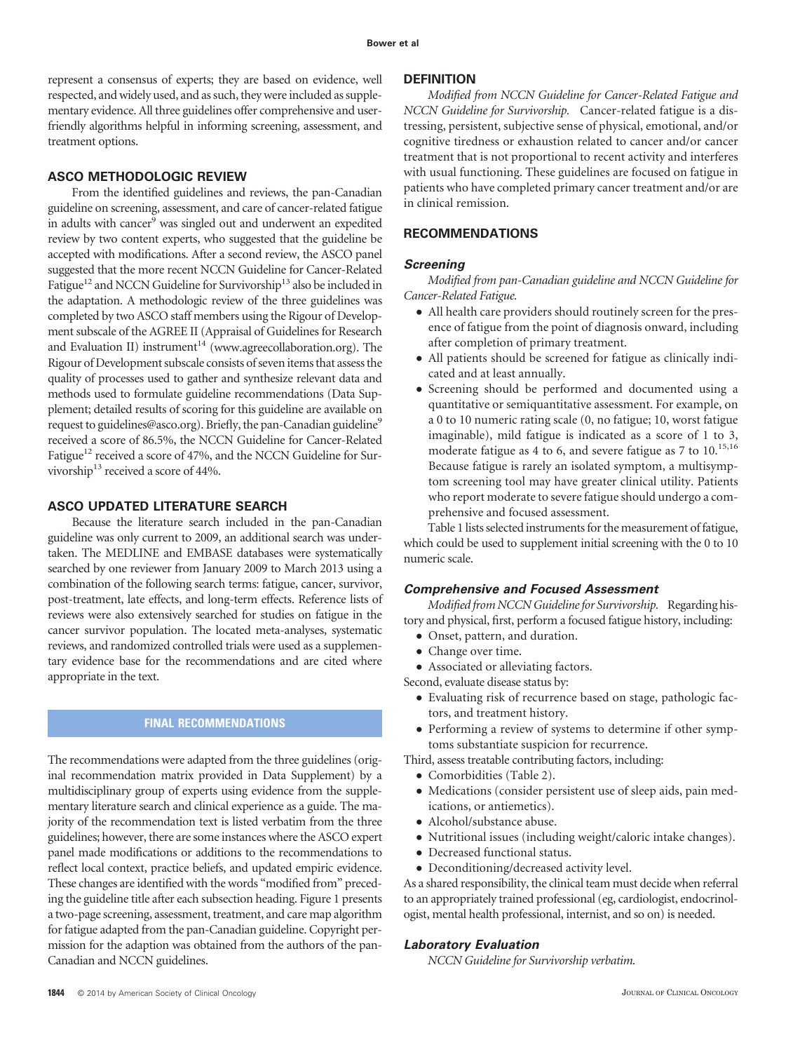represent a consensus of experts; they are based on evidence, well respected, and widely used, and as such, they were included as supplementary evidence. All three guidelines offer comprehensive and user-friendly algorithms helpful in informing screening, assessment, and treatment options.

## ASCO METHODOLOGIC REVIEW

From the identified guidelines and reviews, the pan-Canadian guideline on screening, assessment, and care of cancer-related fatigue in adults with cancer[9] was singled out and underwent an expedited review by two content experts, who suggested that the guideline be accepted with modifications. After a second review, the ASCO panel suggested that the more recent NCCN Guideline for Cancer-Related Fatigue[12] and NCCN Guideline for Survivorship[13] also be included in the adaptation. A methodologic review of the three guidelines was completed by two ASCO staff members using the Rigour of Development subscale of the AGREE II (Appraisal of Guidelines for Research and Evaluation II) instrument[14] (www.agreecollaboration.org). The Rigour of Development subscale consists of seven items that assess the quality of processes used to gather and synthesize relevant data and methods used to formulate guideline recommendations (Data Supplement; detailed results of scoring for this guideline are available on request to guidelines@asco.org). Briefly, the pan-Canadian guideline[9] received a score of 86.5%, the NCCN Guideline for Cancer-Related Fatigue[12] received a score of 47%, and the NCCN Guideline for Survivorship[13] received a score of 44%.

## ASCO UPDATED LITERATURE SEARCH

Because the literature search included in the pan-Canadian guideline was only current to 2009, an additional search was undertaken. The MEDLINE and EMBASE databases were systematically searched by one reviewer from January 2009 to March 2013 using a combination of the following search terms: fatigue, cancer, survivor, post-treatment, late effects, and long-term effects. Reference lists of reviews were also extensively searched for studies on fatigue in the cancer survivor population. The located meta-analyses, systematic reviews, and randomized controlled trials were used as a supplementary evidence base for the recommendations and are cited where appropriate in the text.

## FINAL RECOMMENDATIONS

The recommendations were adapted from the three guidelines (original recommendation matrix provided in Data Supplement) by a multidisciplinary group of experts using evidence from the supplementary literature search and clinical experience as a guide. The majority of the recommendation text is listed verbatim from the three guidelines; however, there are some instances where the ASCO expert panel made modifications or additions to the recommendations to reflect local context, practice beliefs, and updated empiric evidence. These changes are identified with the words "modified from" preceding the guideline title after each subsection heading. Figure 1 presents a two-page screening, assessment, treatment, and care map algorithm for fatigue adapted from the pan-Canadian guideline. Copyright permission for the adaption was obtained from the authors of the pan-Canadian and NCCN guidelines.

## DEFINITION

*Modified from NCCN Guideline for Cancer-Related Fatigue and NCCN Guideline for Survivorship.* Cancer-related fatigue is a distressing, persistent, subjective sense of physical, emotional, and/or cognitive tiredness or exhaustion related to cancer and/or cancer treatment that is not proportional to recent activity and interferes with usual functioning. These guidelines are focused on fatigue in patients who have completed primary cancer treatment and/or are in clinical remission.

## RECOMMENDATIONS

### Screening

*Modified from pan-Canadian guideline and NCCN Guideline for Cancer-Related Fatigue.*

- All health care providers should routinely screen for the presence of fatigue from the point of diagnosis onward, including after completion of primary treatment.
- All patients should be screened for fatigue as clinically indicated and at least annually.
- Screening should be performed and documented using a quantitative or semiquantitative assessment. For example, on a 0 to 10 numeric rating scale (0, no fatigue; 10, worst fatigue imaginable), mild fatigue is indicated as a score of 1 to 3, moderate fatigue as 4 to 6, and severe fatigue as 7 to 10.[15,16] Because fatigue is rarely an isolated symptom, a multisymptom screening tool may have greater clinical utility. Patients who report moderate to severe fatigue should undergo a comprehensive and focused assessment.

Table 1 lists selected instruments for the measurement of fatigue, which could be used to supplement initial screening with the 0 to 10 numeric scale.

### Comprehensive and Focused Assessment

*Modified from NCCN Guideline for Survivorship.* Regarding history and physical, first, perform a focused fatigue history, including:

- Onset, pattern, and duration.
- Change over time.
- Associated or alleviating factors.

Second, evaluate disease status by:

- Evaluating risk of recurrence based on stage, pathologic factors, and treatment history.
- Performing a review of systems to determine if other symptoms substantiate suspicion for recurrence.

Third, assess treatable contributing factors, including:

- Comorbidities (Table 2).
- Medications (consider persistent use of sleep aids, pain medications, or antiemetics).
- Alcohol/substance abuse.
- Nutritional issues (including weight/caloric intake changes).
- Decreased functional status.
- Deconditioning/decreased activity level.

As a shared responsibility, the clinical team must decide when referral to an appropriately trained professional (eg, cardiologist, endocrinologist, mental health professional, internist, and so on) is needed.

### Laboratory Evaluation

*NCCN Guideline for Survivorship verbatim.*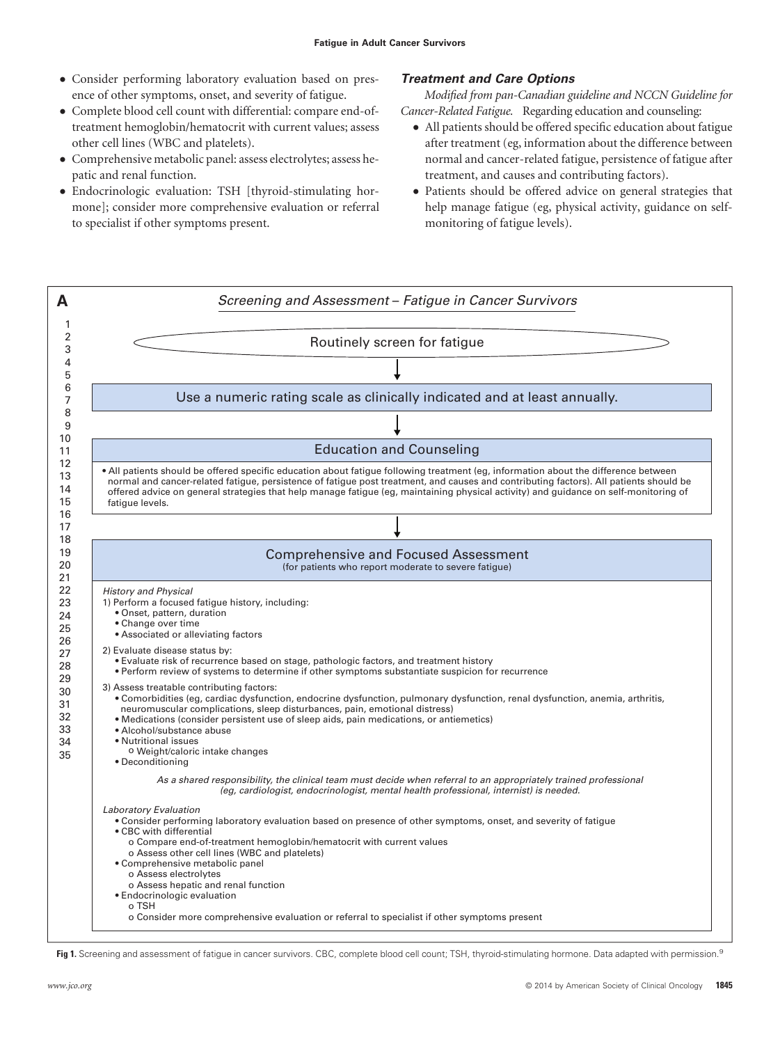- Consider performing laboratory evaluation based on presence of other symptoms, onset, and severity of fatigue.
- Complete blood cell count with differential: compare end-of-treatment hemoglobin/hematocrit with current values; assess other cell lines (WBC and platelets).
- Comprehensive metabolic panel: assess electrolytes; assess hepatic and renal function.
- Endocrinologic evaluation: TSH [thyroid-stimulating hormone]; consider more comprehensive evaluation or referral to specialist if other symptoms present.

### Treatment and Care Options

*Modified from pan-Canadian guideline and NCCN Guideline for Cancer-Related Fatigue.* Regarding education and counseling:

- All patients should be offered specific education about fatigue after treatment (eg, information about the difference between normal and cancer-related fatigue, persistence of fatigue after treatment, and causes and contributing factors).
- Patients should be offered advice on general strategies that help manage fatigue (eg, physical activity, guidance on self-monitoring of fatigue levels).

**A**

*Screening and Assessment – Fatigue in Cancer Survivors*

1
2
3
4
5
6
7
8
9
10
11
12
13
14
15
16
17
18
19
20
21
22
23
24
25
26
27
28
29
30
31
32
33
34
35

Routinely screen for fatigue

↓

Use a numeric rating scale as clinically indicated and at least annually.

↓

Education and Counseling

- All patients should be offered specific education about fatigue following treatment (eg, information about the difference between normal and cancer-related fatigue, persistence of fatigue post treatment, and causes and contributing factors). All patients should be offered advice on general strategies that help manage fatigue (eg, maintaining physical activity) and guidance on self-monitoring of fatigue levels.

↓

Comprehensive and Focused Assessment
(for patients who report moderate to severe fatigue)

*History and Physical*

1) Perform a focused fatigue history, including:
- Onset, pattern, duration
- Change over time
- Associated or alleviating factors

2) Evaluate disease status by:
- Evaluate risk of recurrence based on stage, pathologic factors, and treatment history
- Perform review of systems to determine if other symptoms substantiate suspicion for recurrence

3) Assess treatable contributing factors:
- Comorbidities (eg, cardiac dysfunction, endocrine dysfunction, pulmonary dysfunction, renal dysfunction, anemia, arthritis, neuromuscular complications, sleep disturbances, pain, emotional distress)
- Medications (consider persistent use of sleep aids, pain medications, or antiemetics)
- Alcohol/substance abuse
- Nutritional issues
  - Weight/caloric intake changes
- Deconditioning

*As a shared responsibility, the clinical team must decide when referral to an appropriately trained professional (eg, cardiologist, endocrinologist, mental health professional, internist) is needed.*

*Laboratory Evaluation*

- Consider performing laboratory evaluation based on presence of other symptoms, onset, and severity of fatigue
- CBC with differential
  - Compare end-of-treatment hemoglobin/hematocrit with current values
  - Assess other cell lines (WBC and platelets)
- Comprehensive metabolic panel
  - Assess electrolytes
  - Assess hepatic and renal function
- Endocrinologic evaluation
  - TSH
  - Consider more comprehensive evaluation or referral to specialist if other symptoms present

**Fig 1.** Screening and assessment of fatigue in cancer survivors. CBC, complete blood cell count; TSH, thyroid-stimulating hormone. Data adapted with permission.[9]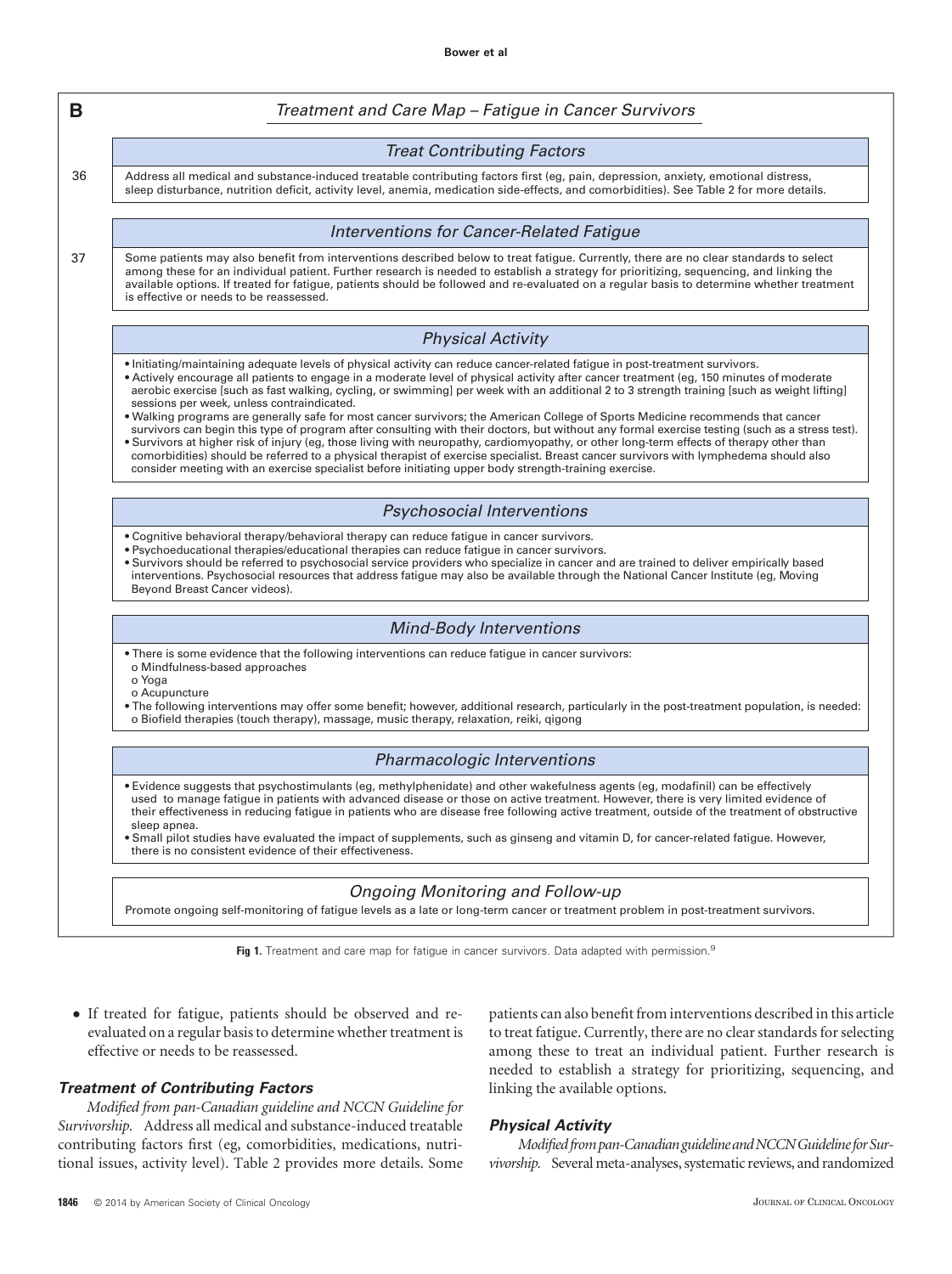**B**

## Treatment and Care Map – Fatigue in Cancer Survivors

### Treat Contributing Factors

36

Address all medical and substance-induced treatable contributing factors first (eg, pain, depression, anxiety, emotional distress, sleep disturbance, nutrition deficit, activity level, anemia, medication side-effects, and comorbidities). See Table 2 for more details.

### Interventions for Cancer-Related Fatigue

37

Some patients may also benefit from interventions described below to treat fatigue. Currently, there are no clear standards to select among these for an individual patient. Further research is needed to establish a strategy for prioritizing, sequencing, and linking the available options. If treated for fatigue, patients should be followed and re-evaluated on a regular basis to determine whether treatment is effective or needs to be reassessed.

### Physical Activity

- Initiating/maintaining adequate levels of physical activity can reduce cancer-related fatigue in post-treatment survivors.
- Actively encourage all patients to engage in a moderate level of physical activity after cancer treatment (eg, 150 minutes of moderate aerobic exercise [such as fast walking, cycling, or swimming] per week with an additional 2 to 3 strength training [such as weight lifting] sessions per week, unless contraindicated.
- Walking programs are generally safe for most cancer survivors; the American College of Sports Medicine recommends that cancer survivors can begin this type of program after consulting with their doctors, but without any formal exercise testing (such as a stress test).
- Survivors at higher risk of injury (eg, those living with neuropathy, cardiomyopathy, or other long-term effects of therapy other than comorbidities) should be referred to a physical therapist of exercise specialist. Breast cancer survivors with lymphedema should also consider meeting with an exercise specialist before initiating upper body strength-training exercise.

### Psychosocial Interventions

- Cognitive behavioral therapy/behavioral therapy can reduce fatigue in cancer survivors.
- Psychoeducational therapies/educational therapies can reduce fatigue in cancer survivors.
- Survivors should be referred to psychosocial service providers who specialize in cancer and are trained to deliver empirically based interventions. Psychosocial resources that address fatigue may also be available through the National Cancer Institute (eg, Moving Beyond Breast Cancer videos).

### Mind-Body Interventions

- There is some evidence that the following interventions can reduce fatigue in cancer survivors:
  - Mindfulness-based approaches
  - Yoga
  - Acupuncture
- The following interventions may offer some benefit; however, additional research, particularly in the post-treatment population, is needed:
  - Biofield therapies (touch therapy), massage, music therapy, relaxation, reiki, qigong

### Pharmacologic Interventions

- Evidence suggests that psychostimulants (eg, methylphenidate) and other wakefulness agents (eg, modafinil) can be effectively used to manage fatigue in patients with advanced disease or those on active treatment. However, there is very limited evidence of their effectiveness in reducing fatigue in patients who are disease free following active treatment, outside of the treatment of obstructive sleep apnea.
- Small pilot studies have evaluated the impact of supplements, such as ginseng and vitamin D, for cancer-related fatigue. However, there is no consistent evidence of their effectiveness.

### Ongoing Monitoring and Follow-up

Promote ongoing self-monitoring of fatigue levels as a late or long-term cancer or treatment problem in post-treatment survivors.

**Fig 1.** Treatment and care map for fatigue in cancer survivors. Data adapted with permission.[9]

- If treated for fatigue, patients should be observed and re-evaluated on a regular basis to determine whether treatment is effective or needs to be reassessed.

### Treatment of Contributing Factors

*Modified from pan-Canadian guideline and NCCN Guideline for Survivorship.* Address all medical and substance-induced treatable contributing factors first (eg, comorbidities, medications, nutritional issues, activity level). Table 2 provides more details. Some patients can also benefit from interventions described in this article to treat fatigue. Currently, there are no clear standards for selecting among these to treat an individual patient. Further research is needed to establish a strategy for prioritizing, sequencing, and linking the available options.

### Physical Activity

*Modified from pan-Canadian guideline and NCCN Guideline for Survivorship.* Several meta-analyses, systematic reviews, and randomized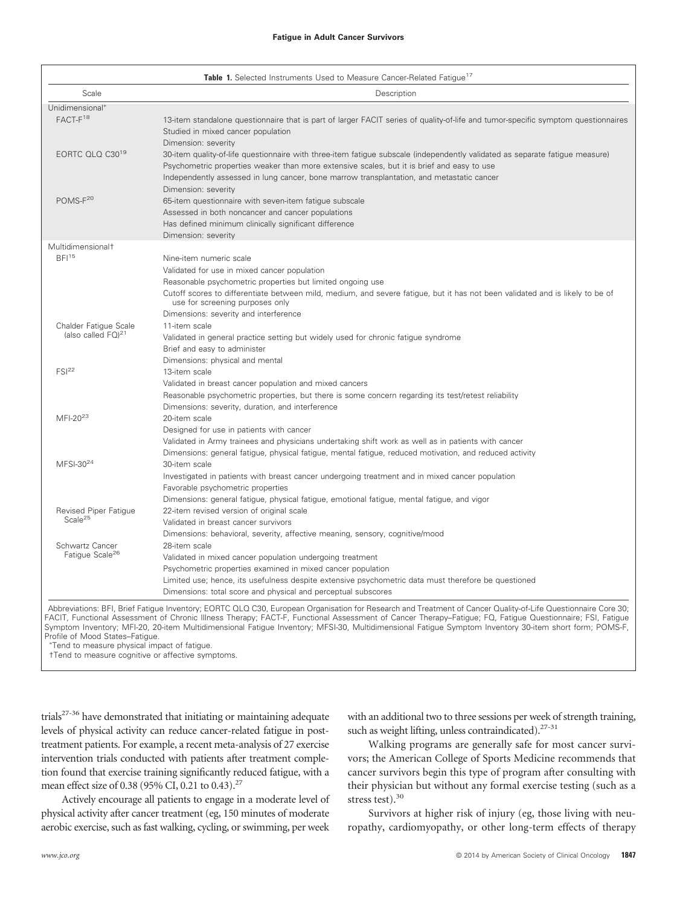**Table 1.** Selected Instruments Used to Measure Cancer-Related Fatigue[17]

| Scale | Description |
|---|---|
| Unidimensional* | |
| FACT-F[18] | 13-item standalone questionnaire that is part of larger FACIT series of quality-of-life and tumor-specific symptom questionnaires<br>Studied in mixed cancer population<br>Dimension: severity |
| EORTC QLQ C30[19] | 30-item quality-of-life questionnaire with three-item fatigue subscale (independently validated as separate fatigue measure)<br>Psychometric properties weaker than more extensive scales, but it is brief and easy to use<br>Independently assessed in lung cancer, bone marrow transplantation, and metastatic cancer<br>Dimension: severity |
| POMS-F[20] | 65-item questionnaire with seven-item fatigue subscale<br>Assessed in both noncancer and cancer populations<br>Has defined minimum clinically significant difference<br>Dimension: severity |
| Multidimensional† | |
| BFI[15] | Nine-item numeric scale<br>Validated for use in mixed cancer population<br>Reasonable psychometric properties but limited ongoing use<br>Cutoff scores to differentiate between mild, medium, and severe fatigue, but it has not been validated and is likely to be of use for screening purposes only<br>Dimensions: severity and interference |
| Chalder Fatigue Scale (also called FQ)[21] | 11-item scale<br>Validated in general practice setting but widely used for chronic fatigue syndrome<br>Brief and easy to administer<br>Dimensions: physical and mental |
| FSI[22] | 13-item scale<br>Validated in breast cancer population and mixed cancers<br>Reasonable psychometric properties, but there is some concern regarding its test/retest reliability<br>Dimensions: severity, duration, and interference |
| MFI-20[23] | 20-item scale<br>Designed for use in patients with cancer<br>Validated in Army trainees and physicians undertaking shift work as well as in patients with cancer<br>Dimensions: general fatigue, physical fatigue, mental fatigue, reduced motivation, and reduced activity |
| MFSI-30[24] | 30-item scale<br>Investigated in patients with breast cancer undergoing treatment and in mixed cancer population<br>Favorable psychometric properties<br>Dimensions: general fatigue, physical fatigue, emotional fatigue, mental fatigue, and vigor |
| Revised Piper Fatigue Scale[25] | 22-item revised version of original scale<br>Validated in breast cancer survivors<br>Dimensions: behavioral, severity, affective meaning, sensory, cognitive/mood |
| Schwartz Cancer Fatigue Scale[26] | 28-item scale<br>Validated in mixed cancer population undergoing treatment<br>Psychometric properties examined in mixed cancer population<br>Limited use; hence, its usefulness despite extensive psychometric data must therefore be questioned<br>Dimensions: total score and physical and perceptual subscores |

Abbreviations: BFI, Brief Fatigue Inventory; EORTC QLQ C30, European Organisation for Research and Treatment of Cancer Quality-of-Life Questionnaire Core 30; FACIT, Functional Assessment of Chronic Illness Therapy; FACT-F, Functional Assessment of Cancer Therapy–Fatigue; FQ, Fatigue Questionnaire; FSI, Fatigue Symptom Inventory; MFI-20, 20-item Multidimensional Fatigue Inventory; MFSI-30, Multidimensional Fatigue Symptom Inventory 30-item short form; POMS-F, Profile of Mood States–Fatigue.

*Tend to measure physical impact of fatigue.

†Tend to measure cognitive or affective symptoms.

trials[27-36] have demonstrated that initiating or maintaining adequate levels of physical activity can reduce cancer-related fatigue in post-treatment patients. For example, a recent meta-analysis of 27 exercise intervention trials conducted with patients after treatment completion found that exercise training significantly reduced fatigue, with a mean effect size of 0.38 (95% CI, 0.21 to 0.43).[27]

Actively encourage all patients to engage in a moderate level of physical activity after cancer treatment (eg, 150 minutes of moderate aerobic exercise, such as fast walking, cycling, or swimming, per week with an additional two to three sessions per week of strength training, such as weight lifting, unless contraindicated).[27-31]

Walking programs are generally safe for most cancer survivors; the American College of Sports Medicine recommends that cancer survivors begin this type of program after consulting with their physician but without any formal exercise testing (such as a stress test).[30]

Survivors at higher risk of injury (eg, those living with neuropathy, cardiomyopathy, or other long-term effects of therapy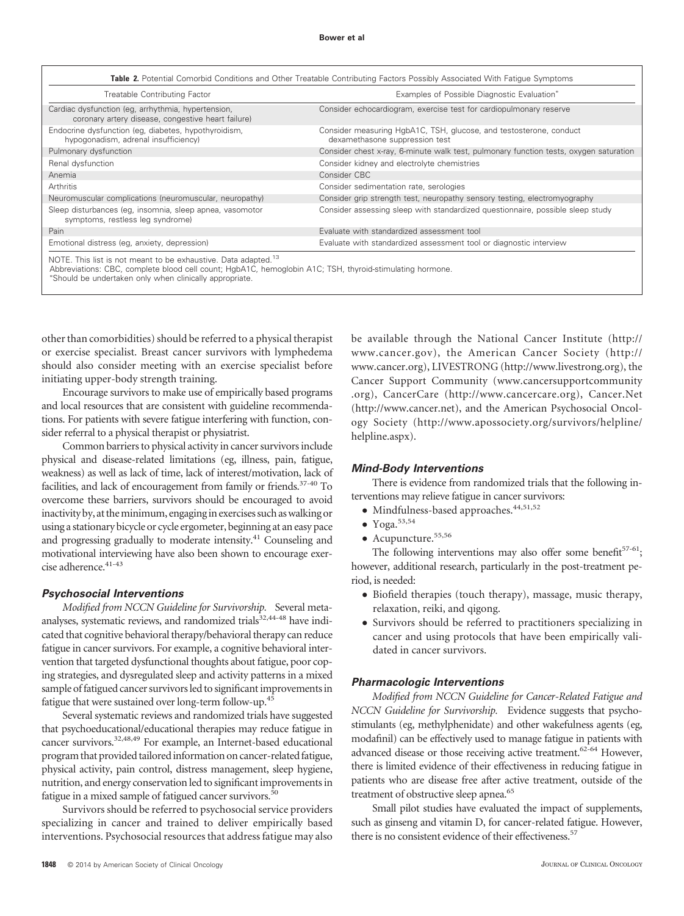**Table 2.** Potential Comorbid Conditions and Other Treatable Contributing Factors Possibly Associated With Fatigue Symptoms

| Treatable Contributing Factor | Examples of Possible Diagnostic Evaluation* |
|---|---|
| Cardiac dysfunction (eg, arrhythmia, hypertension, coronary artery disease, congestive heart failure) | Consider echocardiogram, exercise test for cardiopulmonary reserve |
| Endocrine dysfunction (eg, diabetes, hypothyroidism, hypogonadism, adrenal insufficiency) | Consider measuring HgbA1C, TSH, glucose, and testosterone, conduct dexamethasone suppression test |
| Pulmonary dysfunction | Consider chest x-ray, 6-minute walk test, pulmonary function tests, oxygen saturation |
| Renal dysfunction | Consider kidney and electrolyte chemistries |
| Anemia | Consider CBC |
| Arthritis | Consider sedimentation rate, serologies |
| Neuromuscular complications (neuromuscular, neuropathy) | Consider grip strength test, neuropathy sensory testing, electromyography |
| Sleep disturbances (eg, insomnia, sleep apnea, vasomotor symptoms, restless leg syndrome) | Consider assessing sleep with standardized questionnaire, possible sleep study |
| Pain | Evaluate with standardized assessment tool |
| Emotional distress (eg, anxiety, depression) | Evaluate with standardized assessment tool or diagnostic interview |

NOTE. This list is not meant to be exhaustive. Data adapted.[13]

Abbreviations: CBC, complete blood cell count; HgbA1C, hemoglobin A1C; TSH, thyroid-stimulating hormone.

*Should be undertaken only when clinically appropriate.

other than comorbidities) should be referred to a physical therapist or exercise specialist. Breast cancer survivors with lymphedema should also consider meeting with an exercise specialist before initiating upper-body strength training.

Encourage survivors to make use of empirically based programs and local resources that are consistent with guideline recommendations. For patients with severe fatigue interfering with function, consider referral to a physical therapist or physiatrist.

Common barriers to physical activity in cancer survivors include physical and disease-related limitations (eg, illness, pain, fatigue, weakness) as well as lack of time, lack of interest/motivation, lack of facilities, and lack of encouragement from family or friends.[37-40] To overcome these barriers, survivors should be encouraged to avoid inactivity by, at the minimum, engaging in exercises such as walking or using a stationary bicycle or cycle ergometer, beginning at an easy pace and progressing gradually to moderate intensity.[41] Counseling and motivational interviewing have also been shown to encourage exercise adherence.[41-43]

### Psychosocial Interventions

*Modified from NCCN Guideline for Survivorship.* Several meta-analyses, systematic reviews, and randomized trials[32,44-48] have indicated that cognitive behavioral therapy/behavioral therapy can reduce fatigue in cancer survivors. For example, a cognitive behavioral intervention that targeted dysfunctional thoughts about fatigue, poor coping strategies, and dysregulated sleep and activity patterns in a mixed sample of fatigued cancer survivors led to significant improvements in fatigue that were sustained over long-term follow-up.[45]

Several systematic reviews and randomized trials have suggested that psychoeducational/educational therapies may reduce fatigue in cancer survivors.[32,48,49] For example, an Internet-based educational program that provided tailored information on cancer-related fatigue, physical activity, pain control, distress management, sleep hygiene, nutrition, and energy conservation led to significant improvements in fatigue in a mixed sample of fatigued cancer survivors.[50]

Survivors should be referred to psychosocial service providers specializing in cancer and trained to deliver empirically based interventions. Psychosocial resources that address fatigue may also be available through the National Cancer Institute (http://www.cancer.gov), the American Cancer Society (http://www.cancer.org), LIVESTRONG (http://www.livestrong.org), the Cancer Support Community (www.cancersupportcommunity.org), CancerCare (http://www.cancercare.org), Cancer.Net (http://www.cancer.net), and the American Psychosocial Oncology Society (http://www.apossociety.org/survivors/helpline/helpline.aspx).

### Mind-Body Interventions

There is evidence from randomized trials that the following interventions may relieve fatigue in cancer survivors:

- Mindfulness-based approaches.[44,51,52]
- Yoga.[53,54]
- Acupuncture.[55,56]

The following interventions may also offer some benefit[57-61]; however, additional research, particularly in the post-treatment period, is needed:

- Biofield therapies (touch therapy), massage, music therapy, relaxation, reiki, and qigong.
- Survivors should be referred to practitioners specializing in cancer and using protocols that have been empirically validated in cancer survivors.

### Pharmacologic Interventions

*Modified from NCCN Guideline for Cancer-Related Fatigue and NCCN Guideline for Survivorship.* Evidence suggests that psychostimulants (eg, methylphenidate) and other wakefulness agents (eg, modafinil) can be effectively used to manage fatigue in patients with advanced disease or those receiving active treatment.[62-64] However, there is limited evidence of their effectiveness in reducing fatigue in patients who are disease free after active treatment, outside of the treatment of obstructive sleep apnea.[65]

Small pilot studies have evaluated the impact of supplements, such as ginseng and vitamin D, for cancer-related fatigue. However, there is no consistent evidence of their effectiveness.[57]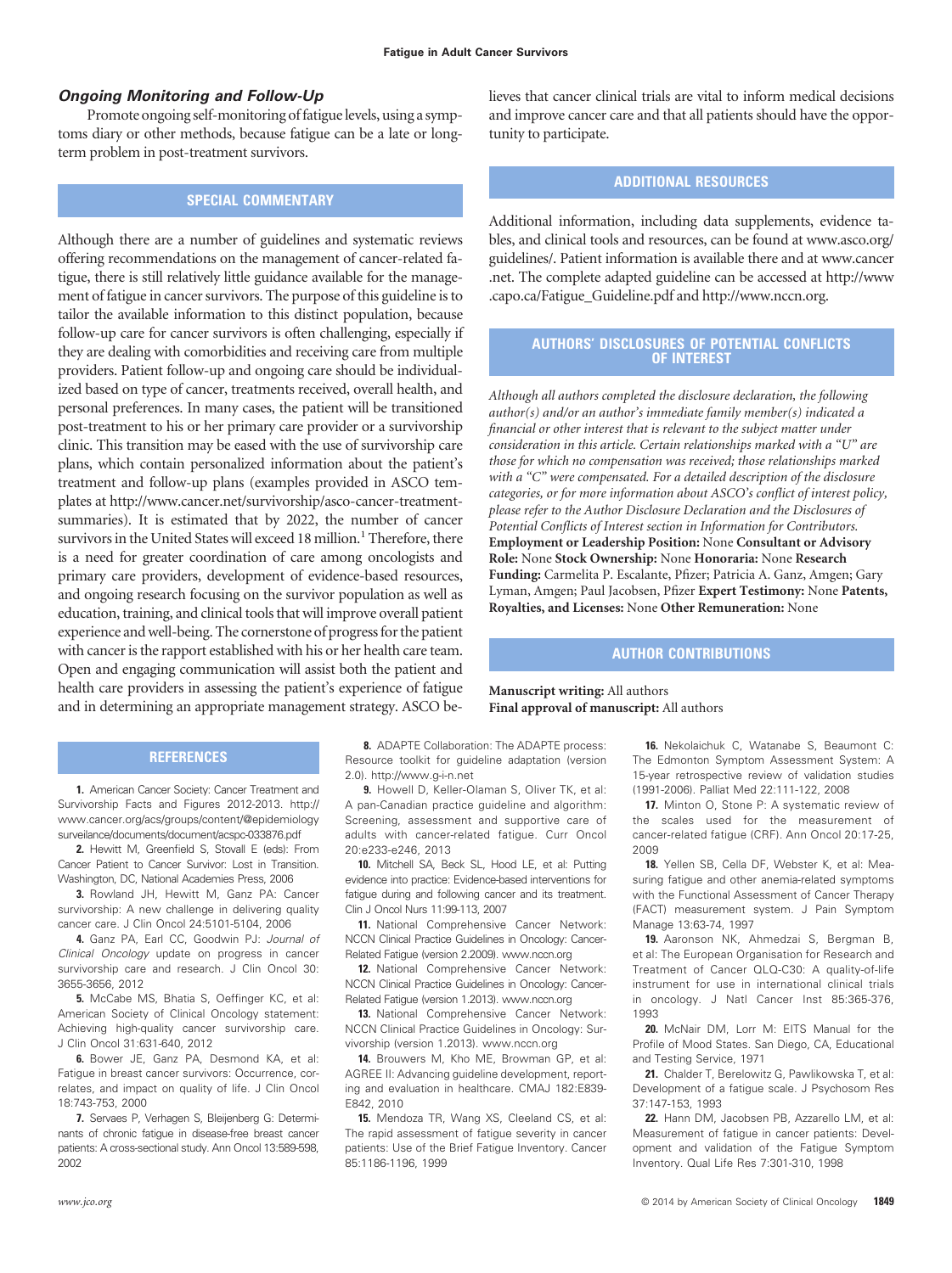### *Ongoing Monitoring and Follow-Up*

Promote ongoing self-monitoring of fatigue levels, using a symptoms diary or other methods, because fatigue can be a late or long-term problem in post-treatment survivors.

## SPECIAL COMMENTARY

Although there are a number of guidelines and systematic reviews offering recommendations on the management of cancer-related fatigue, there is still relatively little guidance available for the management of fatigue in cancer survivors. The purpose of this guideline is to tailor the available information to this distinct population, because follow-up care for cancer survivors is often challenging, especially if they are dealing with comorbidities and receiving care from multiple providers. Patient follow-up and ongoing care should be individualized based on type of cancer, treatments received, overall health, and personal preferences. In many cases, the patient will be transitioned post-treatment to his or her primary care provider or a survivorship clinic. This transition may be eased with the use of survivorship care plans, which contain personalized information about the patient's treatment and follow-up plans (examples provided in ASCO templates at http://www.cancer.net/survivorship/asco-cancer-treatment-summaries). It is estimated that by 2022, the number of cancer survivors in the United States will exceed 18 million.[1] Therefore, there is a need for greater coordination of care among oncologists and primary care providers, development of evidence-based resources, and ongoing research focusing on the survivor population as well as education, training, and clinical tools that will improve overall patient experience and well-being. The cornerstone of progress for the patient with cancer is the rapport established with his or her health care team. Open and engaging communication will assist both the patient and health care providers in assessing the patient's experience of fatigue and in determining an appropriate management strategy. ASCO believes that cancer clinical trials are vital to inform medical decisions and improve cancer care and that all patients should have the opportunity to participate.

## ADDITIONAL RESOURCES

Additional information, including data supplements, evidence tables, and clinical tools and resources, can be found at www.asco.org/guidelines/. Patient information is available there and at www.cancer.net. The complete adapted guideline can be accessed at http://www.capo.ca/Fatigue_Guideline.pdf and http://www.nccn.org.

## AUTHORS' DISCLOSURES OF POTENTIAL CONFLICTS OF INTEREST

*Although all authors completed the disclosure declaration, the following author(s) and/or an author's immediate family member(s) indicated a financial or other interest that is relevant to the subject matter under consideration in this article. Certain relationships marked with a "U" are those for which no compensation was received; those relationships marked with a "C" were compensated. For a detailed description of the disclosure categories, or for more information about ASCO's conflict of interest policy, please refer to the Author Disclosure Declaration and the Disclosures of Potential Conflicts of Interest section in Information for Contributors.*
**Employment or Leadership Position:** None **Consultant or Advisory Role:** None **Stock Ownership:** None **Honoraria:** None **Research Funding:** Carmelita P. Escalante, Pfizer; Patricia A. Ganz, Amgen; Gary Lyman, Amgen; Paul Jacobsen, Pfizer **Expert Testimony:** None **Patents, Royalties, and Licenses:** None **Other Remuneration:** None

## AUTHOR CONTRIBUTIONS

**Manuscript writing:** All authors
**Final approval of manuscript:** All authors

## REFERENCES

1. American Cancer Society: Cancer Treatment and Survivorship Facts and Figures 2012-2013. http://www.cancer.org/acs/groups/content/@epidemiologysurveilance/documents/document/acspc-033876.pdf

2. Hewitt M, Greenfield S, Stovall E (eds): From Cancer Patient to Cancer Survivor: Lost in Transition. Washington, DC, National Academies Press, 2006

3. Rowland JH, Hewitt M, Ganz PA: Cancer survivorship: A new challenge in delivering quality cancer care. J Clin Oncol 24:5101-5104, 2006

4. Ganz PA, Earl CC, Goodwin PJ: *Journal of Clinical Oncology* update on progress in cancer survivorship care and research. J Clin Oncol 30: 3655-3656, 2012

5. McCabe MS, Bhatia S, Oeffinger KC, et al: American Society of Clinical Oncology statement: Achieving high-quality cancer survivorship care. J Clin Oncol 31:631-640, 2012

6. Bower JE, Ganz PA, Desmond KA, et al: Fatigue in breast cancer survivors: Occurrence, correlates, and impact on quality of life. J Clin Oncol 18:743-753, 2000

7. Servaes P, Verhagen S, Bleijenberg G: Determinants of chronic fatigue in disease-free breast cancer patients: A cross-sectional study. Ann Oncol 13:589-598, 2002

8. ADAPTE Collaboration: The ADAPTE process: Resource toolkit for guideline adaptation (version 2.0). http://www.g-i-n.net

9. Howell D, Keller-Olaman S, Oliver TK, et al: A pan-Canadian practice guideline and algorithm: Screening, assessment and supportive care of adults with cancer-related fatigue. Curr Oncol 20:e233-e246, 2013

10. Mitchell SA, Beck SL, Hood LE, et al: Putting evidence into practice: Evidence-based interventions for fatigue during and following cancer and its treatment. Clin J Oncol Nurs 11:99-113, 2007

11. National Comprehensive Cancer Network: NCCN Clinical Practice Guidelines in Oncology: Cancer-Related Fatigue (version 2.2009). www.nccn.org

12. National Comprehensive Cancer Network: NCCN Clinical Practice Guidelines in Oncology: Cancer-Related Fatigue (version 1.2013). www.nccn.org

13. National Comprehensive Cancer Network: NCCN Clinical Practice Guidelines in Oncology: Survivorship (version 1.2013). www.nccn.org

14. Brouwers M, Kho ME, Browman GP, et al: AGREE II: Advancing guideline development, reporting and evaluation in healthcare. CMAJ 182:E839-E842, 2010

15. Mendoza TR, Wang XS, Cleeland CS, et al: The rapid assessment of fatigue severity in cancer patients: Use of the Brief Fatigue Inventory. Cancer 85:1186-1196, 1999

16. Nekolaichuk C, Watanabe S, Beaumont C: The Edmonton Symptom Assessment System: A 15-year retrospective review of validation studies (1991-2006). Palliat Med 22:111-122, 2008

17. Minton O, Stone P: A systematic review of the scales used for the measurement of cancer-related fatigue (CRF). Ann Oncol 20:17-25, 2009

18. Yellen SB, Cella DF, Webster K, et al: Measuring fatigue and other anemia-related symptoms with the Functional Assessment of Cancer Therapy (FACT) measurement system. J Pain Symptom Manage 13:63-74, 1997

19. Aaronson NK, Ahmedzai S, Bergman B, et al: The European Organisation for Research and Treatment of Cancer QLQ-C30: A quality-of-life instrument for use in international clinical trials in oncology. J Natl Cancer Inst 85:365-376, 1993

20. McNair DM, Lorr M: EITS Manual for the Profile of Mood States. San Diego, CA, Educational and Testing Service, 1971

21. Chalder T, Berelowitz G, Pawlikowska T, et al: Development of a fatigue scale. J Psychosom Res 37:147-153, 1993

22. Hann DM, Jacobsen PB, Azzarello LM, et al: Measurement of fatigue in cancer patients: Development and validation of the Fatigue Symptom Inventory. Qual Life Res 7:301-310, 1998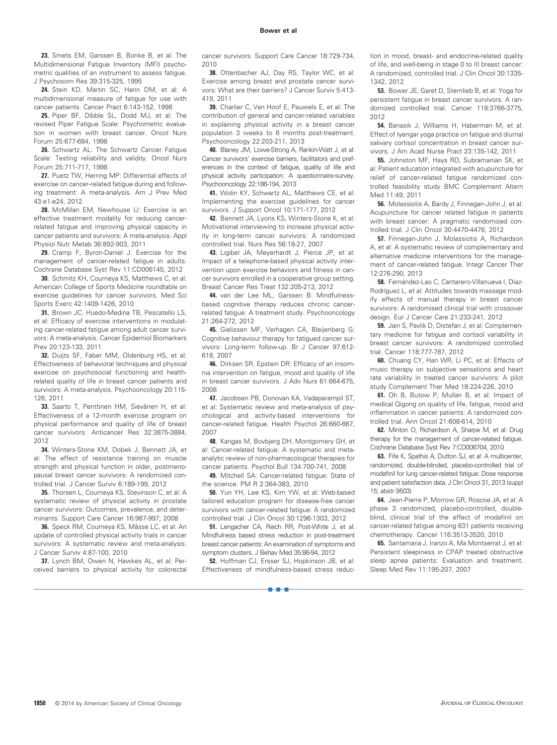**23.** Smets EM, Garssen B, Bonke B, et al: The Multidimensional Fatigue Inventory (MFI) psychometric qualities of an instrument to assess fatigue. J Psychosom Res 39:315-325, 1995

**24.** Stein KD, Martin SC, Hann DM, et al: A multidimensional measure of fatigue for use with cancer patients. Cancer Pract 6:143-152, 1998

**25.** Piper BF, Dibble SL, Dodd MJ, et al: The revised Piper Fatigue Scale: Psychometric evaluation in women with breast cancer. Oncol Nurs Forum 25:677-684, 1998

**26.** Schwartz AL: The Schwartz Cancer Fatigue Scale: Testing reliability and validity. Oncol Nurs Forum 25:711-717, 1998

**27.** Puetz TW, Herring MP: Differential effects of exercise on cancer-related fatigue during and following treatment: A meta-analysis. Am J Prev Med 43:e1-e24, 2012

**28.** McMillan EM, Newhouse IJ: Exercise is an effective treatment modality for reducing cancer-related fatigue and improving physical capacity in cancer patients and survivors: A meta-analysis. Appl Physiol Nutr Metab 36:892-903, 2011

**29.** Cramp F, Byron-Daniel J: Exercise for the management of cancer-related fatigue in adults. Cochrane Database Syst Rev 11:CD006145, 2012

**30.** Schmitz KH, Courneya KS, Matthews C, et al: American College of Sports Medicine roundtable on exercise guidelines for cancer survivors. Med Sci Sports Exerc 42:1409-1426, 2010

**31.** Brown JC, Huedo-Medina TB, Pescatello LS, et al: Efficacy of exercise interventions in modulating cancer-related fatigue among adult cancer survivors: A meta-analysis. Cancer Epidemiol Biomarkers Prev 20:123-133, 2011

**32.** Duijts SF, Faber MM, Oldenburg HS, et al: Effectiveness of behavioral techniques and physical exercise on psychosocial functioning and health-related quality of life in breast cancer patients and survivors: A meta-analysis. Psychooncology 20:115-126, 2011

**33.** Saarto T, Penttinen HM, Sievänen H, et al: Effectiveness of a 12-month exercise program on physical performance and quality of life of breast cancer survivors. Anticancer Res 32:3875-3884, 2012

**34.** Winters-Stone KM, Dobek J, Bennett JA, et al: The effect of resistance training on muscle strength and physical function in older, postmenopausal breast cancer survivors: A randomized controlled trial. J Cancer Surviv 6:189-199, 2012

**35.** Thorsen L, Courneya KS, Stevinson C, et al: A systematic review of physical activity in prostate cancer survivors: Outcomes, prevalence, and determinants. Support Care Cancer 16:987-997, 2008

**36.** Speck RM, Courneya KS, Mâsse LC, et al: An update of controlled physical activity trials in cancer survivors: A systematic review and meta-analysis. J Cancer Surviv 4:87-100, 2010

**37.** Lynch BM, Owen N, Hawkes AL, et al: Perceived barriers to physical activity for colorectal cancer survivors. Support Care Cancer 18:729-734, 2010

**38.** Ottenbacher AJ, Day RS, Taylor WC, et al: Exercise among breast and prostate cancer survivors: What are their barriers? J Cancer Surviv 5:413-419, 2011

**39.** Charlier C, Van Hoof E, Pauwels E, et al: The contribution of general and cancer-related variables in explaining physical activity in a breast cancer population 3 weeks to 6 months post-treatment. Psychooncology 22:203-211, 2013

**40.** Blaney JM, Lowe-Strong A, Rankin-Watt J, et al: Cancer survivors' exercise barriers, facilitators and preferences in the context of fatigue, quality of life and physical activity participation: A questionnaire-survey. Psychooncology 22:186-194, 2013

**41.** Wolin KY, Schwartz AL, Matthews CE, et al: Implementing the exercise guidelines for cancer survivors. J Support Oncol 10:171-177, 2012

**42.** Bennett JA, Lyons KS, Winters-Stone K, et al: Motivational interviewing to increase physical activity in long-term cancer survivors: A randomized controlled trial. Nurs Res 56:18-27, 2007

**43.** Ligibel JA, Meyerhardt J, Pierce JP, et al: Impact of a telephone-based physical activity intervention upon exercise behaviors and fitness in cancer survivors enrolled in a cooperative group setting. Breast Cancer Res Treat 132:205-213, 2012

**44.** van der Lee ML, Garssen B: Mindfulness-based cognitive therapy reduces chronic cancer-related fatigue: A treatment study. Psychooncology 21:264-272, 2012

**45.** Gielissen MF, Verhagen CA, Bleijenberg G: Cognitive behaviour therapy for fatigued cancer survivors: Long-term follow-up. Br J Cancer 97:612-618, 2007

**46.** Dirksen SR, Epstein DR: Efficacy of an insomnia intervention on fatigue, mood and quality of life in breast cancer survivors. J Adv Nurs 61:664-675, 2008

**47.** Jacobsen PB, Donovan KA, Vadaparampil ST, et al: Systematic review and meta-analysis of psychological and activity-based interventions for cancer-related fatigue. Health Psychol 26:660-667, 2007

**48.** Kangas M, Bovbjerg DH, Montgomery GH, et al: Cancer-related fatigue: A systematic and meta-analytic review of non-pharmacological therapies for cancer patients. Psychol Bull 134:700-741, 2008

**49.** Mitchell SA: Cancer-related fatigue: State of the science. PM R 2:364-383, 2010

**50.** Yun YH, Lee KS, Kim YW, et al: Web-based tailored education program for disease-free cancer survivors with cancer-related fatigue: A randomized controlled trial. J Clin Oncol 30:1296-1303, 2012

**51.** Lengacher CA, Reich RR, Post-White J, et al: Mindfulness based stress reduction in post-treatment breast cancer patients: An examination of symptoms and symptom clusters. J Behav Med 35:86-94, 2012

**52.** Hoffman CJ, Ersser SJ, Hopkinson JB, et al: Effectiveness of mindfulness-based stress reduction in mood, breast- and endocrine-related quality of life, and well-being in stage 0 to III breast cancer: A randomized, controlled trial. J Clin Oncol 30:1335-1342, 2012

**53.** Bower JE, Garet D, Sternlieb B, et al: Yoga for persistent fatigue in breast cancer survivors: A randomized controlled trial. Cancer 118:3766-3775, 2012

**54.** Banasik J, Williams H, Haberman M, et al: Effect of Iyengar yoga practice on fatigue and diurnal salivary cortisol concentration in breast cancer survivors. J Am Acad Nurse Pract 23:135-142, 2011

**55.** Johnston MF, Hays RD, Subramanian SK, et al: Patient education integrated with acupuncture for relief of cancer-related fatigue randomized controlled feasibility study BMC Complement Altern Med 11:49, 2011

**56.** Molassiotis A, Bardy J, Finnegan-John J, et al: Acupuncture for cancer related fatigue in patients with breast cancer: A pragmatic randomized controlled trial. J Clin Oncol 30:4470-4476, 2012

**57.** Finnegan-John J, Molassiotis A, Richardson A, et al: A systematic review of complementary and alternative medicine interventions for the management of cancer-related fatigue. Integr Cancer Ther 12:276-290, 2013

**58.** Fernández-Lao C, Cantarero-Villanueva I, Díaz-Rodríguez L, et al: Attitudes towards massage modify effects of manual therapy in breast cancer survivors: A randomised clinical trial with crossover design. Eur J Cancer Care 21:233-241, 2012

**59.** Jain S, Pavlik D, Distefan J, et al: Complementary medicine for fatigue and cortisol variability in breast cancer survivors: A randomized controlled trial. Cancer 118:777-787, 2012

**60.** Chuang CY, Han WR, Li PC, et al: Effects of music therapy on subjective sensations and heart rate variability in treated cancer survivors: A pilot study Complement Ther Med 18:224-226, 2010

**61.** Oh B, Butow P, Mullan B, et al: Impact of medical Qigong on quality of life, fatigue, mood and inflammation in cancer patients: A randomized controlled trial. Ann Oncol 21:608-614, 2010

**62.** Minton O, Richardson A, Sharpe M, et al: Drug therapy for the management of cancer-related fatigue. Cochrane Database Syst Rev 7:CD006704, 2010

**63.** Fife K, Spathis A, Dutton SJ, et al: A multicenter, randomized, double-blinded, placebo-controlled trial of modafinil for lung cancer-related fatigue: Dose response and patient satisfaction data. J Clin Oncol 31, 2013 (suppl 15; abstr 9503)

**64.** Jean-Pierre P, Morrow GR, Roscoe JA, et al: A phase 3 randomized, placebo-controlled, double-blind, clinical trial of the effect of modafinil on cancer-related fatigue among 631 patients receiving chemotherapy. Cancer 116:3513-3520, 2010

**65.** Santamaria J, Iranzo A, Ma Montserrat J, et al: Persistent sleepiness in CPAP treated obstructive sleep apnea patients: Evaluation and treatment. Sleep Med Rev 11:195-207, 2007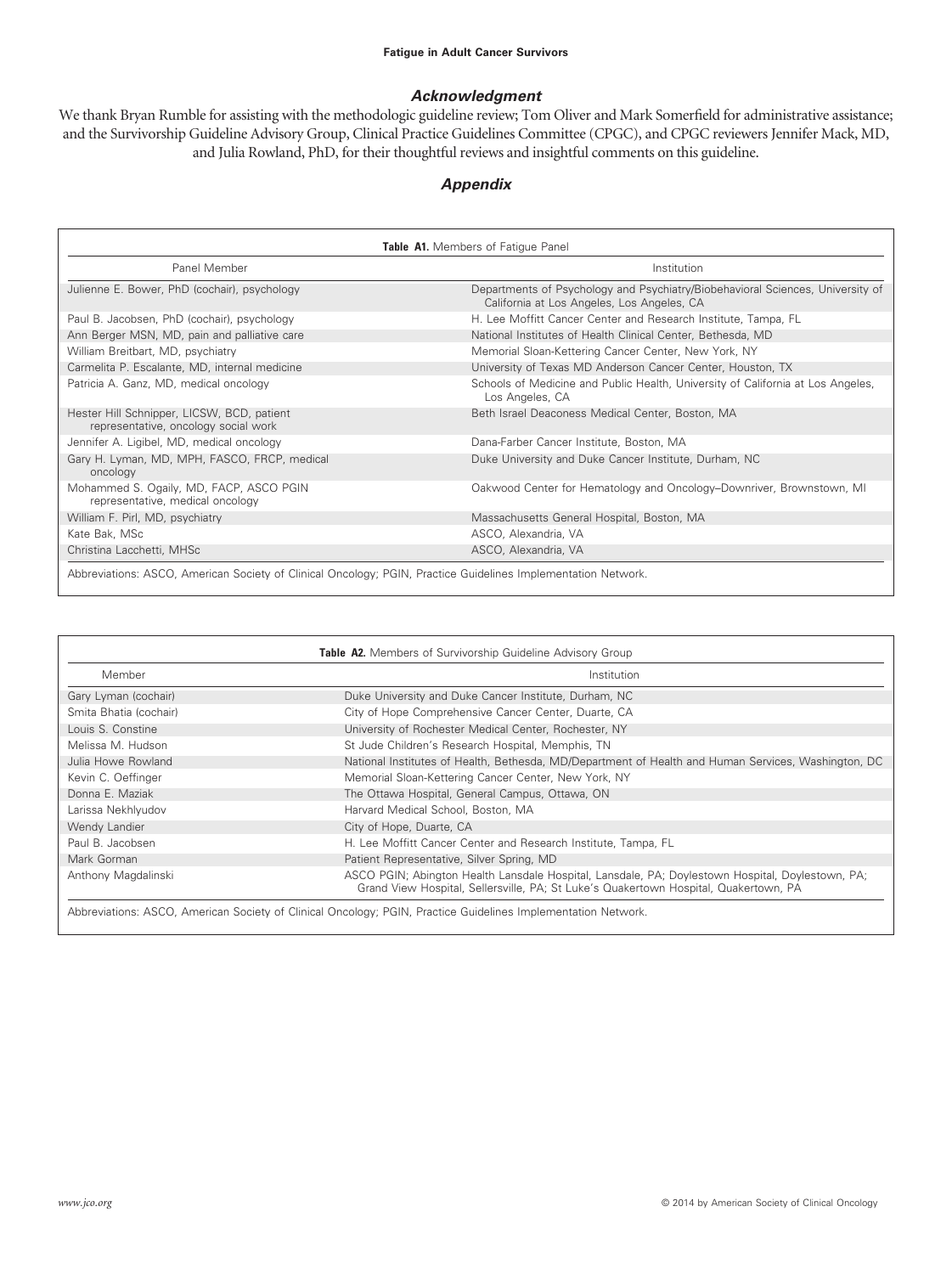## Acknowledgment

We thank Bryan Rumble for assisting with the methodologic guideline review; Tom Oliver and Mark Somerfield for administrative assistance; and the Survivorship Guideline Advisory Group, Clinical Practice Guidelines Committee (CPGC), and CPGC reviewers Jennifer Mack, MD, and Julia Rowland, PhD, for their thoughtful reviews and insightful comments on this guideline.

## Appendix

**Table A1.** Members of Fatigue Panel

| Panel Member | Institution |
|---|---|
| Julienne E. Bower, PhD (cochair), psychology | Departments of Psychology and Psychiatry/Biobehavioral Sciences, University of California at Los Angeles, Los Angeles, CA |
| Paul B. Jacobsen, PhD (cochair), psychology | H. Lee Moffitt Cancer Center and Research Institute, Tampa, FL |
| Ann Berger MSN, MD, pain and palliative care | National Institutes of Health Clinical Center, Bethesda, MD |
| William Breitbart, MD, psychiatry | Memorial Sloan-Kettering Cancer Center, New York, NY |
| Carmelita P. Escalante, MD, internal medicine | University of Texas MD Anderson Cancer Center, Houston, TX |
| Patricia A. Ganz, MD, medical oncology | Schools of Medicine and Public Health, University of California at Los Angeles, Los Angeles, CA |
| Hester Hill Schnipper, LICSW, BCD, patient representative, oncology social work | Beth Israel Deaconess Medical Center, Boston, MA |
| Jennifer A. Ligibel, MD, medical oncology | Dana-Farber Cancer Institute, Boston, MA |
| Gary H. Lyman, MD, MPH, FASCO, FRCP, medical oncology | Duke University and Duke Cancer Institute, Durham, NC |
| Mohammed S. Ogaily, MD, FACP, ASCO PGIN representative, medical oncology | Oakwood Center for Hematology and Oncology–Downriver, Brownstown, MI |
| William F. Pirl, MD, psychiatry | Massachusetts General Hospital, Boston, MA |
| Kate Bak, MSc | ASCO, Alexandria, VA |
| Christina Lacchetti, MHSc | ASCO, Alexandria, VA |

Abbreviations: ASCO, American Society of Clinical Oncology; PGIN, Practice Guidelines Implementation Network.

**Table A2.** Members of Survivorship Guideline Advisory Group

| Member | Institution |
|---|---|
| Gary Lyman (cochair) | Duke University and Duke Cancer Institute, Durham, NC |
| Smita Bhatia (cochair) | City of Hope Comprehensive Cancer Center, Duarte, CA |
| Louis S. Constine | University of Rochester Medical Center, Rochester, NY |
| Melissa M. Hudson | St Jude Children's Research Hospital, Memphis, TN |
| Julia Howe Rowland | National Institutes of Health, Bethesda, MD/Department of Health and Human Services, Washington, DC |
| Kevin C. Oeffinger | Memorial Sloan-Kettering Cancer Center, New York, NY |
| Donna E. Maziak | The Ottawa Hospital, General Campus, Ottawa, ON |
| Larissa Nekhlyudov | Harvard Medical School, Boston, MA |
| Wendy Landier | City of Hope, Duarte, CA |
| Paul B. Jacobsen | H. Lee Moffitt Cancer Center and Research Institute, Tampa, FL |
| Mark Gorman | Patient Representative, Silver Spring, MD |
| Anthony Magdalinski | ASCO PGIN; Abington Health Lansdale Hospital, Lansdale, PA; Doylestown Hospital, Doylestown, PA; Grand View Hospital, Sellersville, PA; St Luke's Quakertown Hospital, Quakertown, PA |

Abbreviations: ASCO, American Society of Clinical Oncology; PGIN, Practice Guidelines Implementation Network.